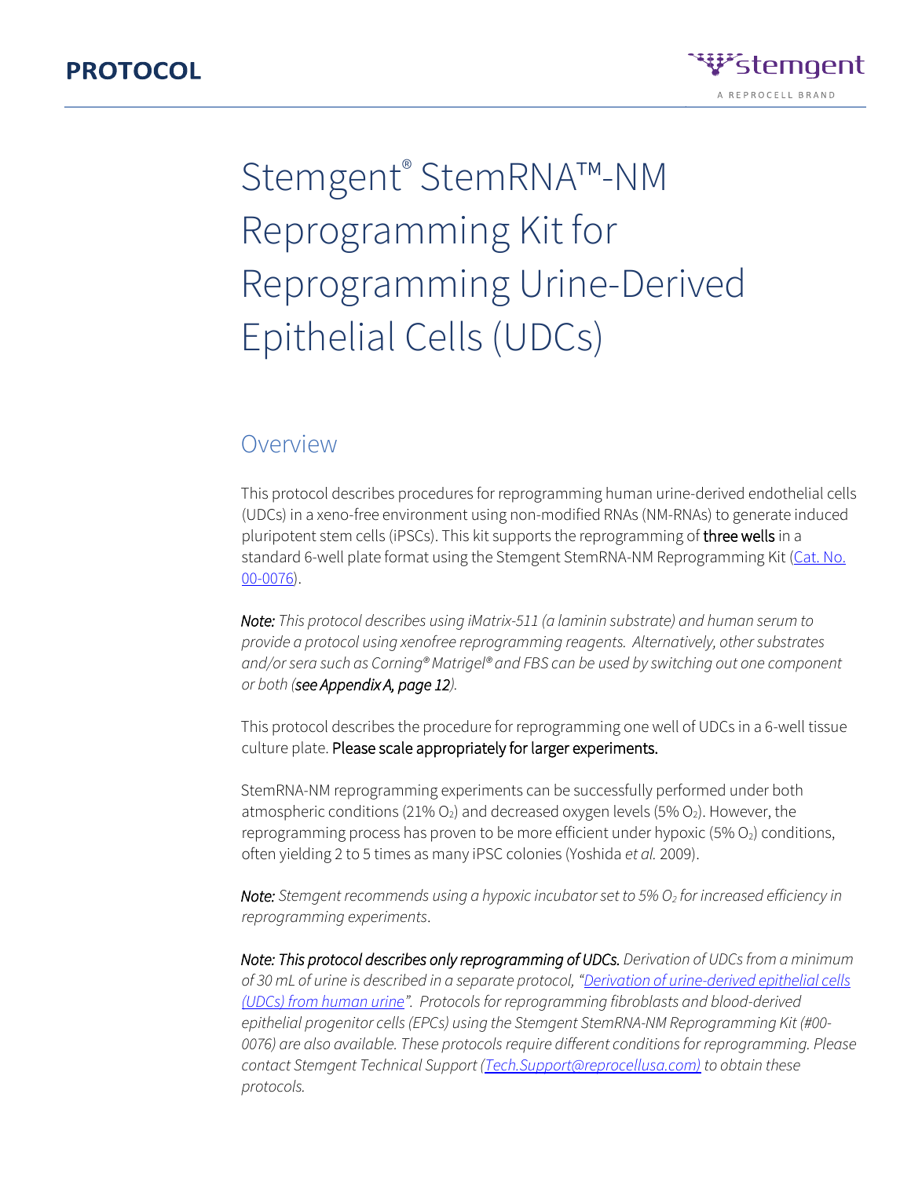# Stemgent® StemRNA™-NM Reprogramming Kit for Reprogramming Urine-Derived Epithelial Cells (UDCs)

## Overview

This protocol describes procedures for reprogramming human urine-derived endothelial cells (UDCs) in a xeno-free environment using non-modified RNAs (NM-RNAs) to generate induced pluripotent stem cells (iPSCs). This kit supports the reprogramming of **three wells** in a standard 6-well plate format using the Stemgent StemRNA-NM Reprogramming Kit ([Cat. No. 00-0076]()).

***Note:*** *This protocol describes using iMatrix-511 (a laminin substrate) and human serum to provide a protocol using xenofree reprogramming reagents. Alternatively, other substrates and/or sera such as Corning® Matrigel® and FBS can be used by switching out one component or both (**see Appendix A, page 12**).*

This protocol describes the procedure for reprogramming one well of UDCs in a 6-well tissue culture plate. **Please scale appropriately for larger experiments.**

StemRNA-NM reprogramming experiments can be successfully performed under both atmospheric conditions (21% $O_2$) and decreased oxygen levels (5% $O_2$). However, the reprogramming process has proven to be more efficient under hypoxic (5% $O_2$) conditions, often yielding 2 to 5 times as many iPSC colonies (Yoshida *et al.* 2009).

***Note:*** *Stemgent recommends using a hypoxic incubator set to 5% $O_2$ for increased efficiency in reprogramming experiments.*

***Note: This protocol describes only reprogramming of UDCs.*** *Derivation of UDCs from a minimum of 30 mL of urine is described in a separate protocol, "[Derivation of urine-derived epithelial cells (UDCs) from human urine]()". Protocols for reprogramming fibroblasts and blood-derived epithelial progenitor cells (EPCs) using the Stemgent StemRNA-NM Reprogramming Kit (#00-0076) are also available. These protocols require different conditions for reprogramming. Please contact Stemgent Technical Support ([Tech.Support@reprocellusa.com)]()) to obtain these protocols.*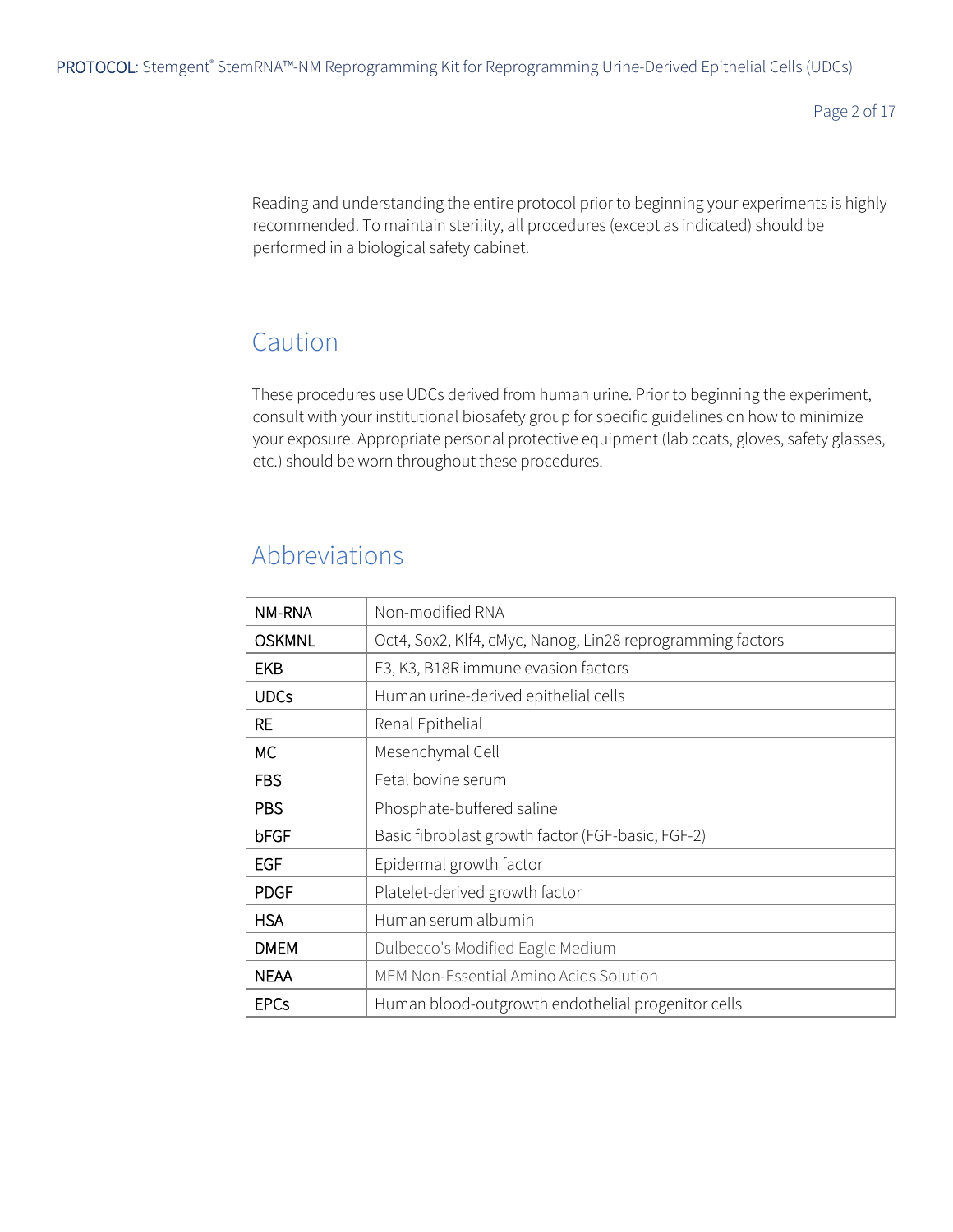Reading and understanding the entire protocol prior to beginning your experiments is highly recommended. To maintain sterility, all procedures (except as indicated) should be performed in a biological safety cabinet.

## Caution

These procedures use UDCs derived from human urine. Prior to beginning the experiment, consult with your institutional biosafety group for specific guidelines on how to minimize your exposure. Appropriate personal protective equipment (lab coats, gloves, safety glasses, etc.) should be worn throughout these procedures.

## Abbreviations

| | |
|---|---|
| NM-RNA | Non-modified RNA |
| OSKMNL | Oct4, Sox2, Klf4, cMyc, Nanog, Lin28 reprogramming factors |
| EKB | E3, K3, B18R immune evasion factors |
| UDCs | Human urine-derived epithelial cells |
| RE | Renal Epithelial |
| MC | Mesenchymal Cell |
| FBS | Fetal bovine serum |
| PBS | Phosphate-buffered saline |
| bFGF | Basic fibroblast growth factor (FGF-basic; FGF-2) |
| EGF | Epidermal growth factor |
| PDGF | Platelet-derived growth factor |
| HSA | Human serum albumin |
| DMEM | Dulbecco's Modified Eagle Medium |
| NEAA | MEM Non-Essential Amino Acids Solution |
| EPCs | Human blood-outgrowth endothelial progenitor cells |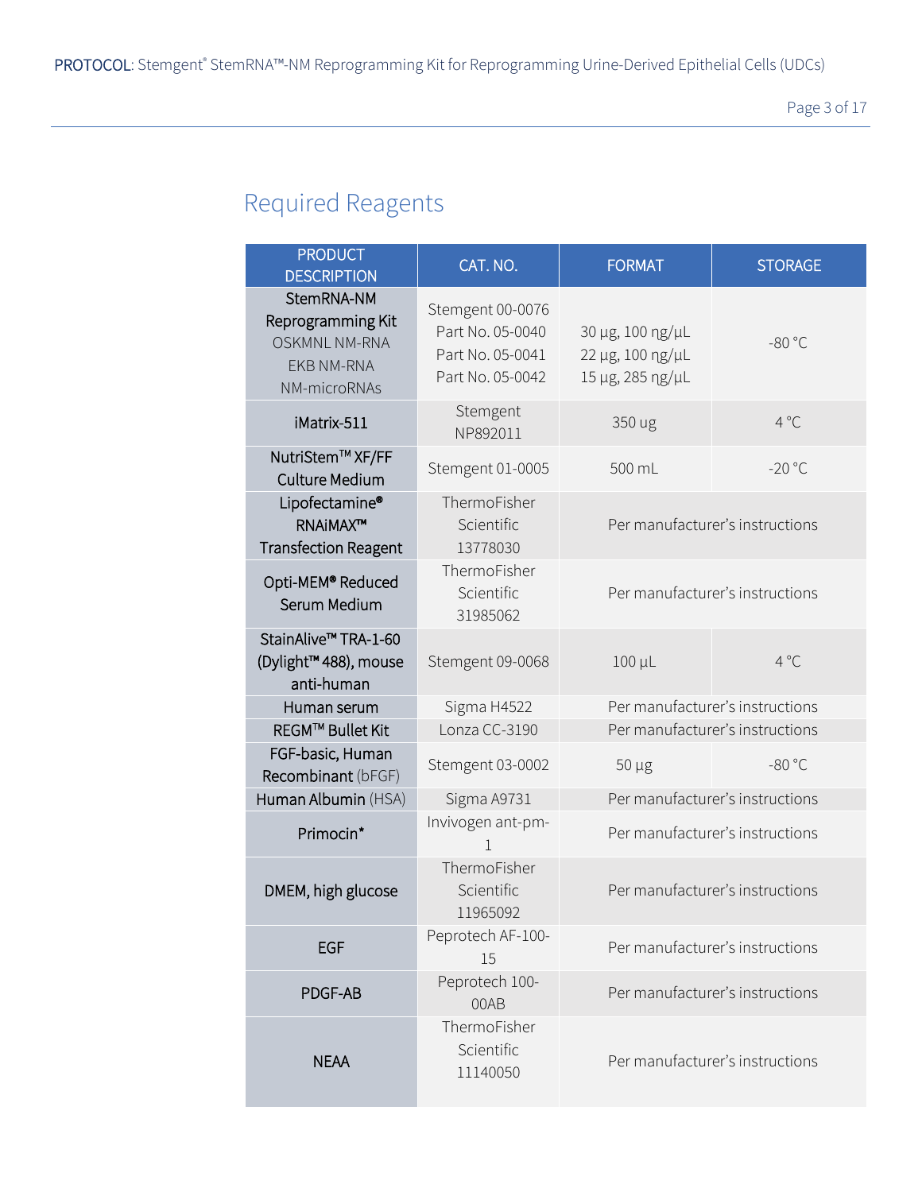## Required Reagents

| PRODUCT DESCRIPTION | CAT. NO. | FORMAT | STORAGE |
|---|---|---|---|
| **StemRNA-NM Reprogramming Kit**<br>OSKMNL NM-RNA<br>EKB NM-RNA<br>NM-microRNAs | Stemgent 00-0076<br>Part No. 05-0040<br>Part No. 05-0041<br>Part No. 05-0042 | 30 µg, 100 ng/µL<br>22 µg, 100 ng/µL<br>15 µg, 285 ng/µL | -80 °C |
| **iMatrix-511** | Stemgent NP892011 | 350 ug | 4 °C |
| **NutriStem™ XF/FF Culture Medium** | Stemgent 01-0005 | 500 mL | -20 °C |
| **Lipofectamine® RNAiMAX™ Transfection Reagent** | ThermoFisher Scientific 13778030 | Per manufacturer's instructions | |
| **Opti-MEM® Reduced Serum Medium** | ThermoFisher Scientific 31985062 | Per manufacturer's instructions | |
| **StainAlive™ TRA-1-60 (Dylight™ 488), mouse anti-human** | Stemgent 09-0068 | 100 µL | 4 °C |
| **Human serum** | Sigma H4522 | Per manufacturer's instructions | |
| **REGM™ Bullet Kit** | Lonza CC-3190 | Per manufacturer's instructions | |
| **FGF-basic, Human Recombinant** (bFGF) | Stemgent 03-0002 | 50 µg | -80 °C |
| **Human Albumin** (HSA) | Sigma A9731 | Per manufacturer's instructions | |
| **Primocin*** | Invivogen ant-pm-1 | Per manufacturer's instructions | |
| **DMEM, high glucose** | ThermoFisher Scientific 11965092 | Per manufacturer's instructions | |
| **EGF** | Peprotech AF-100-15 | Per manufacturer's instructions | |
| **PDGF-AB** | Peprotech 100-00AB | Per manufacturer's instructions | |
| **NEAA** | ThermoFisher Scientific 11140050 | Per manufacturer's instructions | |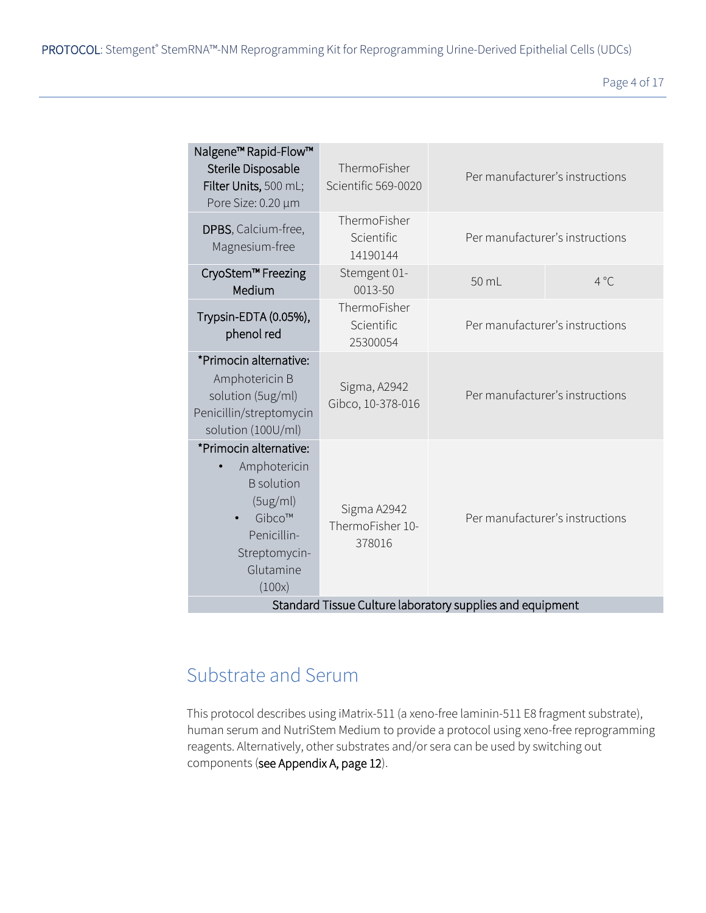| | | | |
|---|---|---|---|
| **Nalgene™ Rapid-Flow™ Sterile Disposable Filter Units,** 500 mL; Pore Size: 0.20 µm | ThermoFisher Scientific 569-0020 | Per manufacturer's instructions | |
| **DPBS**, Calcium-free, Magnesium-free | ThermoFisher Scientific 14190144 | Per manufacturer's instructions | |
| **CryoStem™ Freezing Medium** | Stemgent 01-0013-50 | 50 mL | 4 °C |
| **Trypsin-EDTA (0.05%), phenol red** | ThermoFisher Scientific 25300054 | Per manufacturer's instructions | |
| ***Primocin alternative:** Amphotericin B solution (5ug/ml) Penicillin/streptomycin solution (100U/ml) | Sigma, A2942 Gibco, 10-378-016 | Per manufacturer's instructions | |
| ***Primocin alternative:** • Amphotericin B solution (5ug/ml) • Gibco™ Penicillin-Streptomycin-Glutamine (100x) | Sigma A2942 ThermoFisher 10-378016 | Per manufacturer's instructions | |
| Standard Tissue Culture laboratory supplies and equipment | | | |

## Substrate and Serum

This protocol describes using iMatrix-511 (a xeno-free laminin-511 E8 fragment substrate), human serum and NutriStem Medium to provide a protocol using xeno-free reprogramming reagents. Alternatively, other substrates and/or sera can be used by switching out components (see Appendix A, page 12).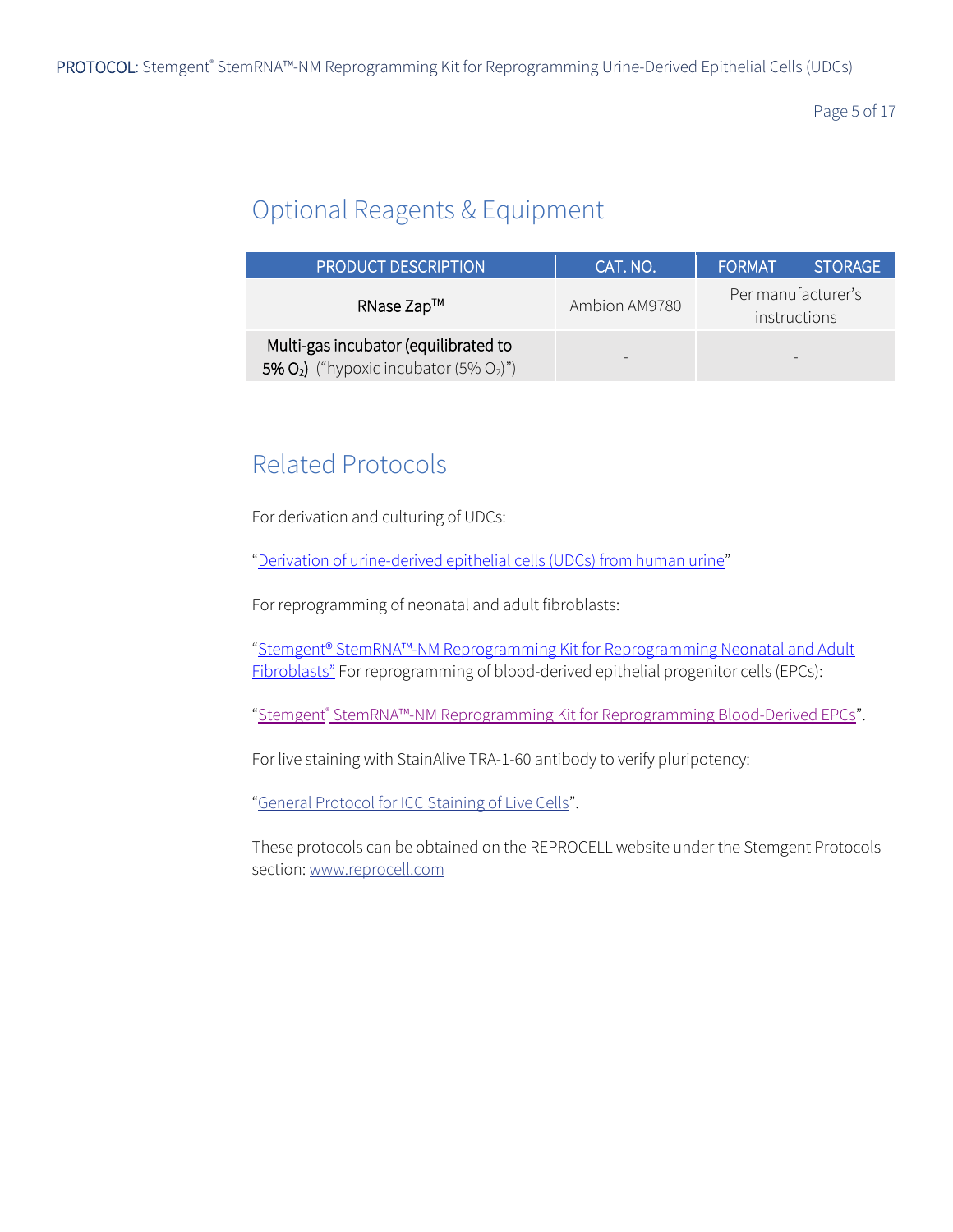## Optional Reagents & Equipment

| PRODUCT DESCRIPTION | CAT. NO. | FORMAT | STORAGE |
|---|---|---|---|
| RNase Zap™ | Ambion AM9780 | Per manufacturer's instructions | |
| **Multi-gas incubator (equilibrated to 5% $O_2$)** ("hypoxic incubator (5% $O_2$)") | - | - | |

## Related Protocols

For derivation and culturing of UDCs:

"Derivation of urine-derived epithelial cells (UDCs) from human urine"

For reprogramming of neonatal and adult fibroblasts:

"Stemgent® StemRNA™-NM Reprogramming Kit for Reprogramming Neonatal and Adult Fibroblasts" For reprogramming of blood-derived epithelial progenitor cells (EPCs):

"Stemgent® StemRNA™-NM Reprogramming Kit for Reprogramming Blood-Derived EPCs".

For live staining with StainAlive TRA-1-60 antibody to verify pluripotency:

"General Protocol for ICC Staining of Live Cells".

These protocols can be obtained on the REPROCELL website under the Stemgent Protocols section: www.reprocell.com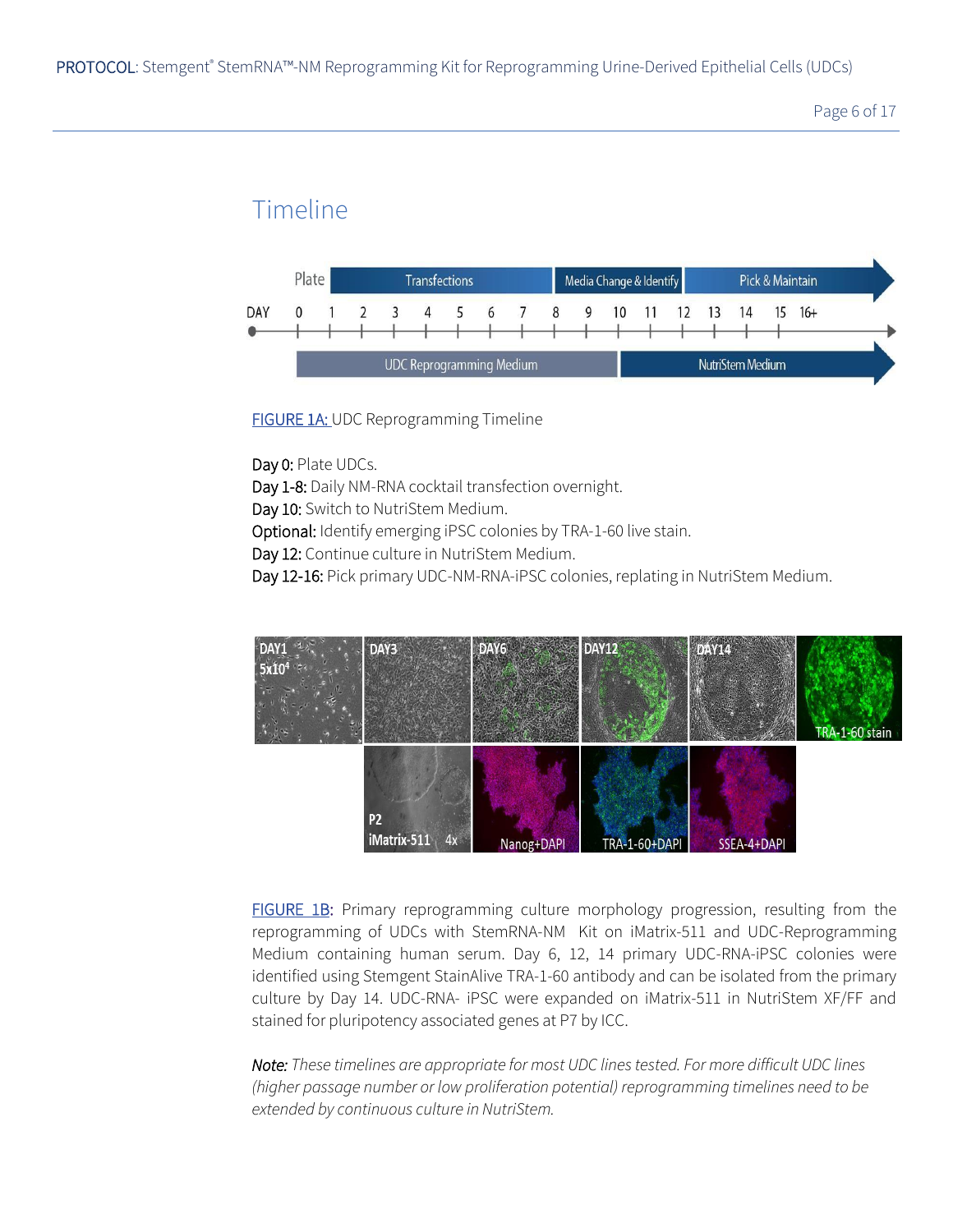## Timeline

FIGURE 1A: UDC Reprogramming Timeline

**Day 0:** Plate UDCs.
**Day 1-8:** Daily NM-RNA cocktail transfection overnight.
**Day 10:** Switch to NutriStem Medium.
**Optional:** Identify emerging iPSC colonies by TRA-1-60 live stain.
**Day 12:** Continue culture in NutriStem Medium.
**Day 12-16:** Pick primary UDC-NM-RNA-iPSC colonies, replating in NutriStem Medium.

FIGURE 1B: Primary reprogramming culture morphology progression, resulting from the reprogramming of UDCs with StemRNA-NM Kit on iMatrix-511 and UDC-Reprogramming Medium containing human serum. Day 6, 12, 14 primary UDC-RNA-iPSC colonies were identified using Stemgent StainAlive TRA-1-60 antibody and can be isolated from the primary culture by Day 14. UDC-RNA- iPSC were expanded on iMatrix-511 in NutriStem XF/FF and stained for pluripotency associated genes at P7 by ICC.

*Note: These timelines are appropriate for most UDC lines tested. For more difficult UDC lines (higher passage number or low proliferation potential) reprogramming timelines need to be extended by continuous culture in NutriStem.*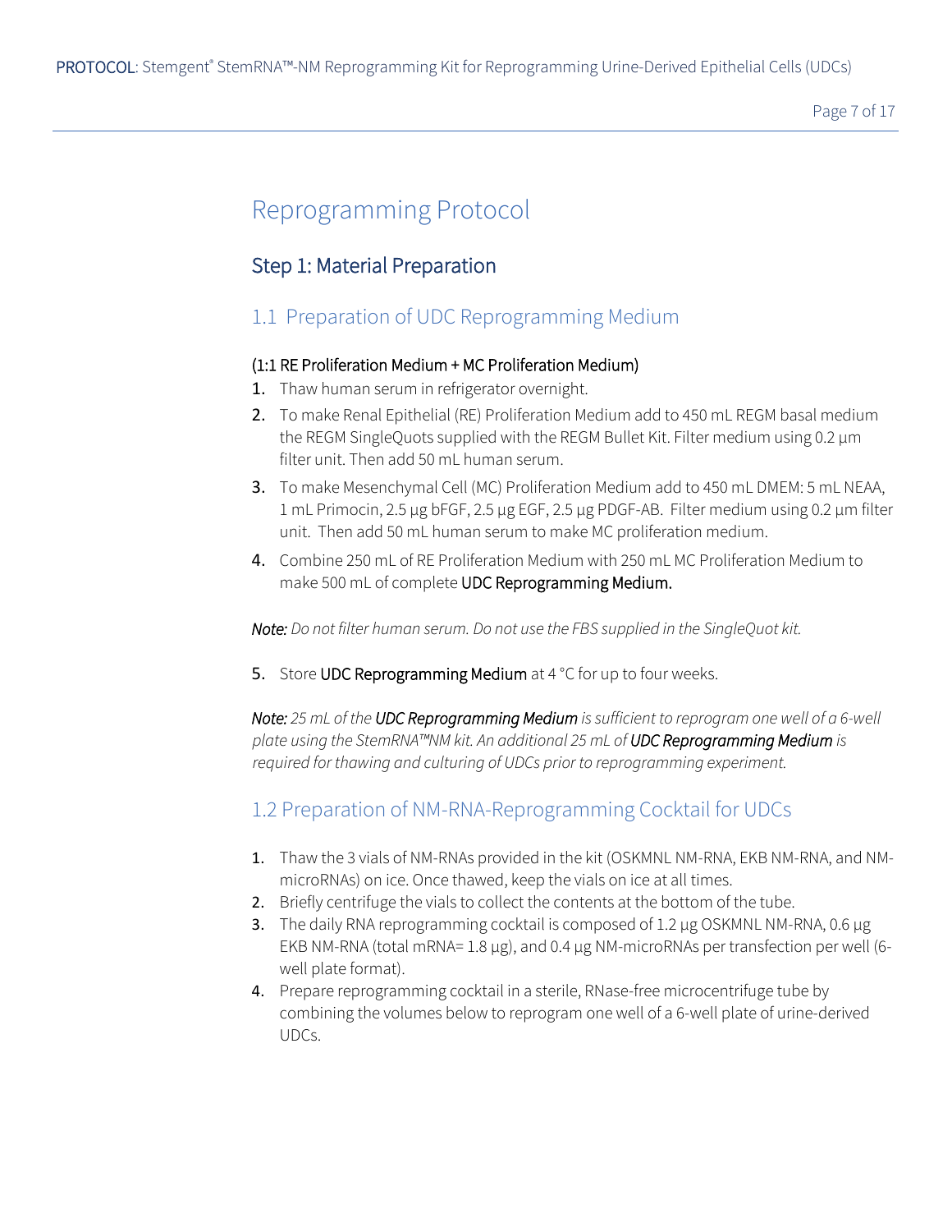# Reprogramming Protocol

## Step 1: Material Preparation

### 1.1 Preparation of UDC Reprogramming Medium

**(1:1 RE Proliferation Medium + MC Proliferation Medium)**

1. Thaw human serum in refrigerator overnight.
2. To make Renal Epithelial (RE) Proliferation Medium add to 450 mL REGM basal medium the REGM SingleQuots supplied with the REGM Bullet Kit. Filter medium using 0.2 µm filter unit. Then add 50 mL human serum.
3. To make Mesenchymal Cell (MC) Proliferation Medium add to 450 mL DMEM: 5 mL NEAA, 1 mL Primocin, 2.5 µg bFGF, 2.5 µg EGF, 2.5 µg PDGF-AB. Filter medium using 0.2 µm filter unit. Then add 50 mL human serum to make MC proliferation medium.
4. Combine 250 mL of RE Proliferation Medium with 250 mL MC Proliferation Medium to make 500 mL of complete **UDC Reprogramming Medium.**

***Note:*** *Do not filter human serum. Do not use the FBS supplied in the SingleQuot kit.*

5. Store **UDC Reprogramming Medium** at 4 °C for up to four weeks.

***Note:*** *25 mL of the* ***UDC Reprogramming Medium*** *is sufficient to reprogram one well of a 6-well plate using the StemRNA™NM kit. An additional 25 mL of* ***UDC Reprogramming Medium*** *is required for thawing and culturing of UDCs prior to reprogramming experiment.*

### 1.2 Preparation of NM-RNA-Reprogramming Cocktail for UDCs

1. Thaw the 3 vials of NM-RNAs provided in the kit (OSKMNL NM-RNA, EKB NM-RNA, and NM-microRNAs) on ice. Once thawed, keep the vials on ice at all times.
2. Briefly centrifuge the vials to collect the contents at the bottom of the tube.
3. The daily RNA reprogramming cocktail is composed of 1.2 µg OSKMNL NM-RNA, 0.6 µg EKB NM-RNA (total mRNA= 1.8 µg), and 0.4 µg NM-microRNAs per transfection per well (6-well plate format).
4. Prepare reprogramming cocktail in a sterile, RNase-free microcentrifuge tube by combining the volumes below to reprogram one well of a 6-well plate of urine-derived UDCs.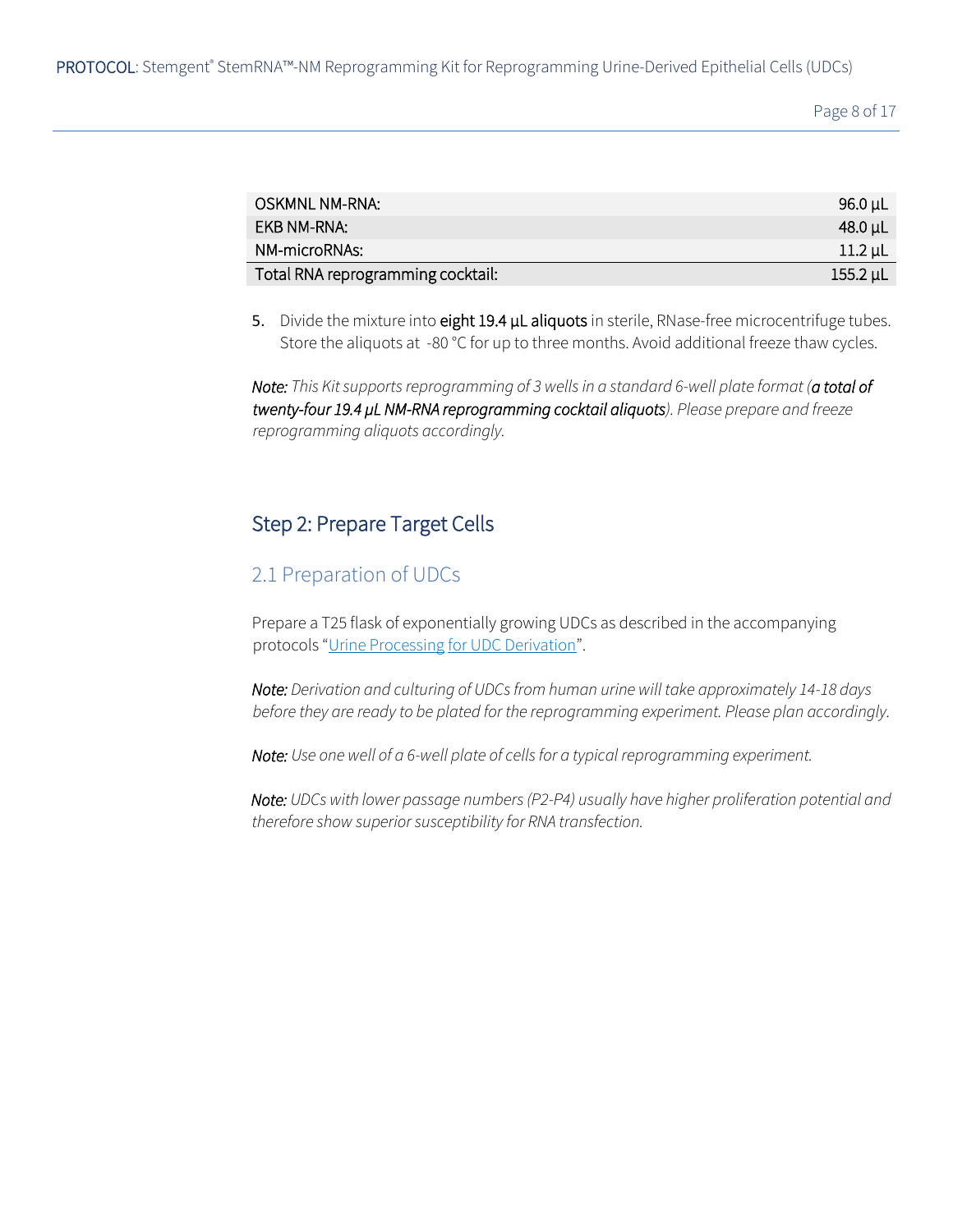| | |
|---|---|
| OSKMNL NM-RNA: | 96.0 µL |
| EKB NM-RNA: | 48.0 µL |
| NM-microRNAs: | 11.2 µL |
| Total RNA reprogramming cocktail: | 155.2 µL |

5. Divide the mixture into **eight 19.4 µL aliquots** in sterile, RNase-free microcentrifuge tubes. Store the aliquots at -80 °C for up to three months. Avoid additional freeze thaw cycles.

*Note: This Kit supports reprogramming of 3 wells in a standard 6-well plate format (**a total of twenty-four 19.4 µL NM-RNA reprogramming cocktail aliquots**). Please prepare and freeze reprogramming aliquots accordingly.*

## Step 2: Prepare Target Cells

### 2.1 Preparation of UDCs

Prepare a T25 flask of exponentially growing UDCs as described in the accompanying protocols "Urine Processing for UDC Derivation".

*Note: Derivation and culturing of UDCs from human urine will take approximately 14-18 days before they are ready to be plated for the reprogramming experiment. Please plan accordingly.*

*Note: Use one well of a 6-well plate of cells for a typical reprogramming experiment.*

*Note: UDCs with lower passage numbers (P2-P4) usually have higher proliferation potential and therefore show superior susceptibility for RNA transfection.*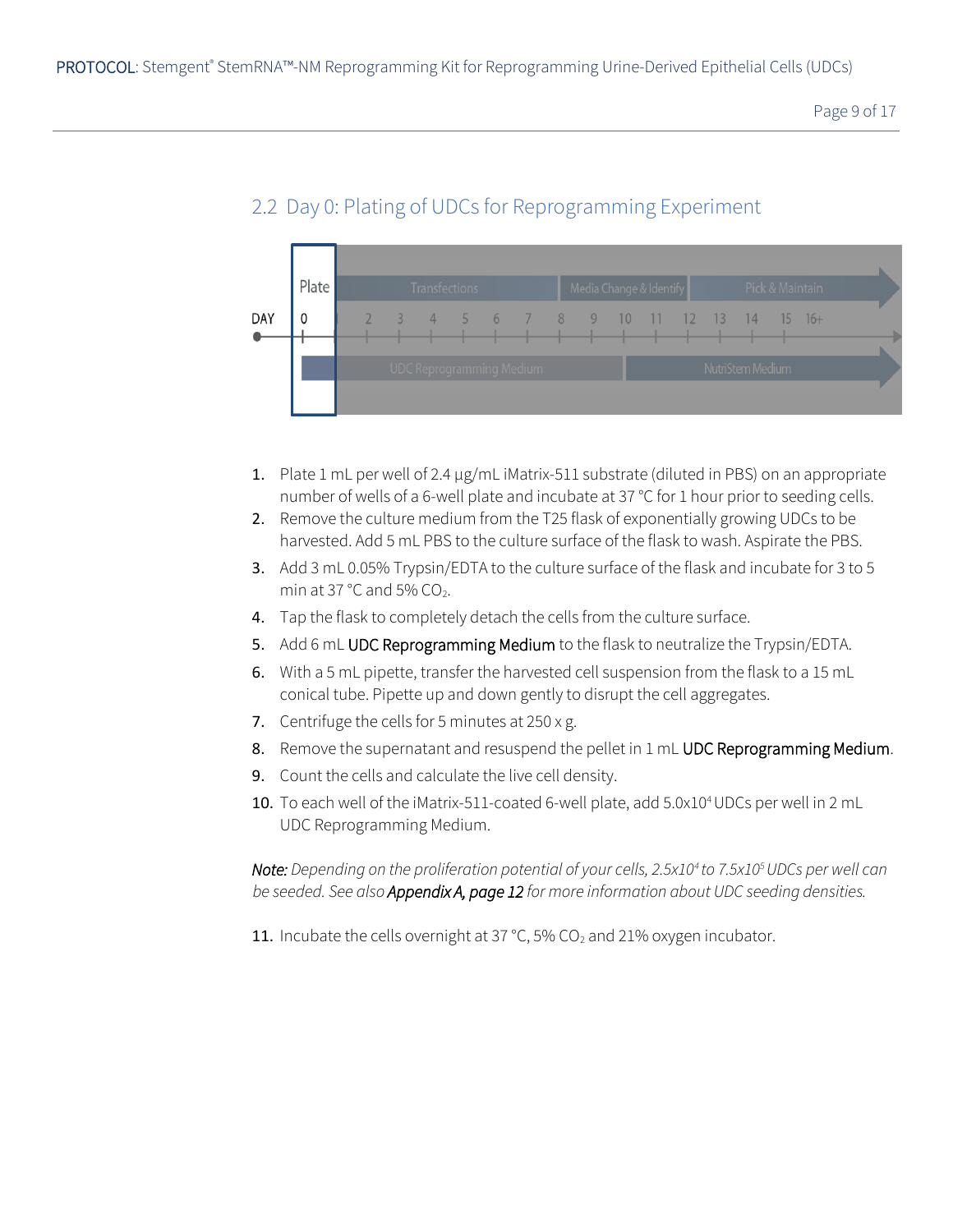## 2.2 Day 0: Plating of UDCs for Reprogramming Experiment

1. Plate 1 mL per well of 2.4 µg/mL iMatrix-511 substrate (diluted in PBS) on an appropriate number of wells of a 6-well plate and incubate at 37 °C for 1 hour prior to seeding cells.
2. Remove the culture medium from the T25 flask of exponentially growing UDCs to be harvested. Add 5 mL PBS to the culture surface of the flask to wash. Aspirate the PBS.
3. Add 3 mL 0.05% Trypsin/EDTA to the culture surface of the flask and incubate for 3 to 5 min at 37 °C and 5% $CO_2$.
4. Tap the flask to completely detach the cells from the culture surface.
5. Add 6 mL UDC Reprogramming Medium to the flask to neutralize the Trypsin/EDTA.
6. With a 5 mL pipette, transfer the harvested cell suspension from the flask to a 15 mL conical tube. Pipette up and down gently to disrupt the cell aggregates.
7. Centrifuge the cells for 5 minutes at 250 x g.
8. Remove the supernatant and resuspend the pellet in 1 mL UDC Reprogramming Medium.
9. Count the cells and calculate the live cell density.
10. To each well of the iMatrix-511-coated 6-well plate, add $5.0x10^4$ UDCs per well in 2 mL UDC Reprogramming Medium.

***Note:*** *Depending on the proliferation potential of your cells, $2.5x10^4$ to $7.5x10^5$ UDCs per well can be seeded. See also **Appendix A, page 12** for more information about UDC seeding densities.*

11. Incubate the cells overnight at 37 °C, 5% $CO_2$ and 21% oxygen incubator.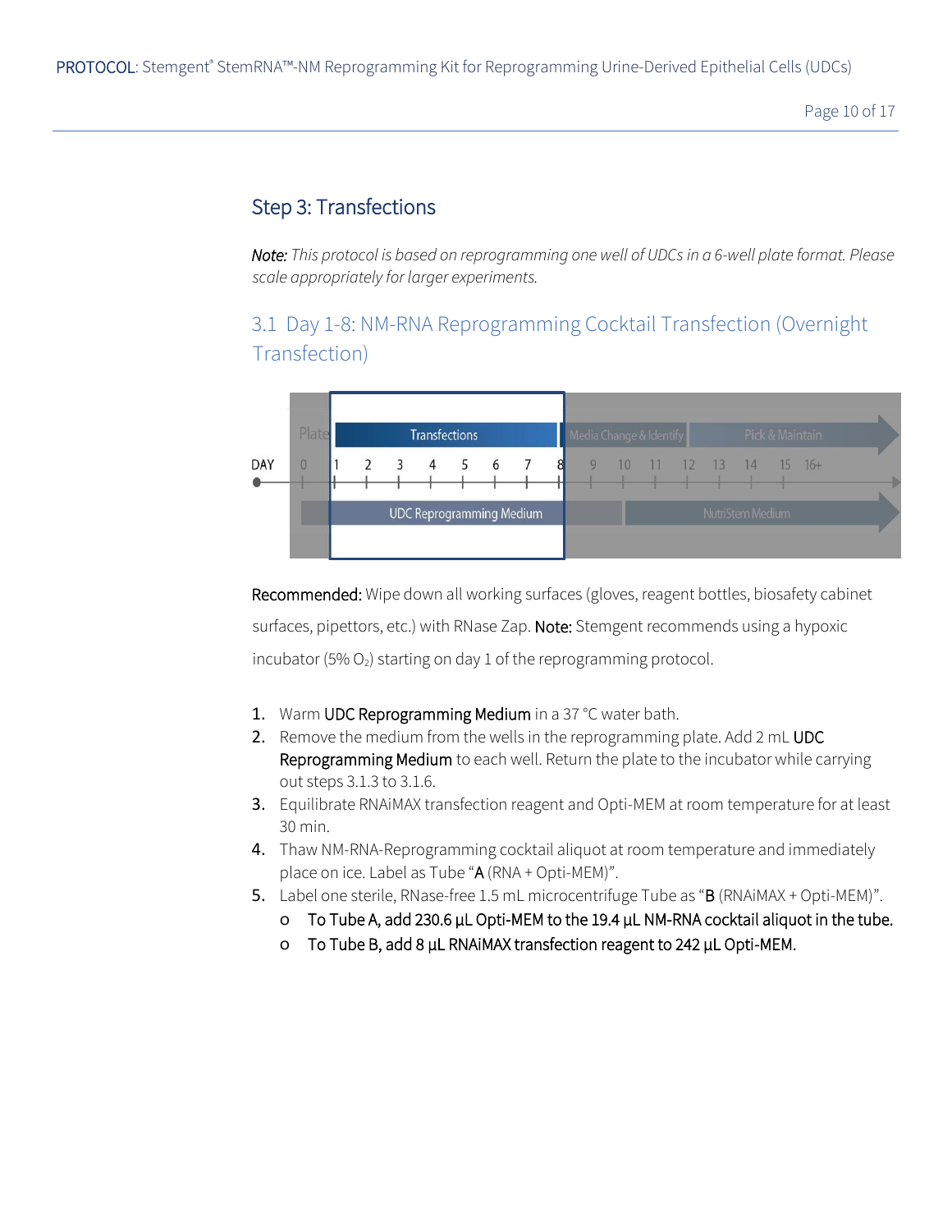## Step 3: Transfections

*Note: This protocol is based on reprogramming one well of UDCs in a 6-well plate format. Please scale appropriately for larger experiments.*

### 3.1 Day 1-8: NM-RNA Reprogramming Cocktail Transfection (Overnight Transfection)

**Recommended:** Wipe down all working surfaces (gloves, reagent bottles, biosafety cabinet surfaces, pipettors, etc.) with RNase Zap. **Note:** Stemgent recommends using a hypoxic incubator (5% $O_2$) starting on day 1 of the reprogramming protocol.

1. Warm **UDC Reprogramming Medium** in a 37 °C water bath.
2. Remove the medium from the wells in the reprogramming plate. Add 2 mL **UDC Reprogramming Medium** to each well. Return the plate to the incubator while carrying out steps 3.1.3 to 3.1.6.
3. Equilibrate RNAiMAX transfection reagent and Opti-MEM at room temperature for at least 30 min.
4. Thaw NM-RNA-Reprogramming cocktail aliquot at room temperature and immediately place on ice. Label as Tube "**A** (RNA + Opti-MEM)".
5. Label one sterile, RNase-free 1.5 mL microcentrifuge Tube as "**B** (RNAiMAX + Opti-MEM)".
   - To Tube A, add 230.6 µL Opti-MEM to the 19.4 µL NM-RNA cocktail aliquot in the tube.
   - To Tube B, add 8 µL RNAiMAX transfection reagent to 242 µL Opti-MEM.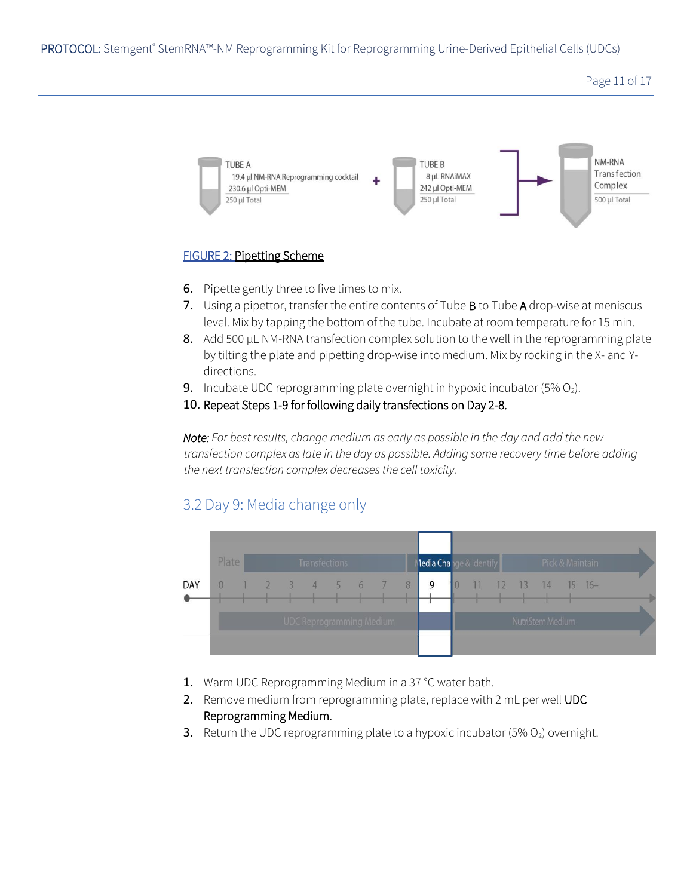TUBE A
19.4 µl NM-RNA Reprogramming cocktail
230.6 µl Opti-MEM
250 µl Total

+

TUBE B
8 µl RNAiMAX
242 µl Opti-MEM
250 µl Total

→

NM-RNA Transfection Complex
500 µl Total

FIGURE 2: Pipetting Scheme

6. Pipette gently three to five times to mix.
7. Using a pipettor, transfer the entire contents of Tube B to Tube A drop-wise at meniscus level. Mix by tapping the bottom of the tube. Incubate at room temperature for 15 min.
8. Add 500 µL NM-RNA transfection complex solution to the well in the reprogramming plate by tilting the plate and pipetting drop-wise into medium. Mix by rocking in the X- and Y-directions.
9. Incubate UDC reprogramming plate overnight in hypoxic incubator (5% $O_2$).
10. Repeat Steps 1-9 for following daily transfections on Day 2-8.

*Note: For best results, change medium as early as possible in the day and add the new transfection complex as late in the day as possible. Adding some recovery time before adding the next transfection complex decreases the cell toxicity.*

## 3.2 Day 9: Media change only

| | Plate | Transfections | Media Change & Identify | Pick & Maintain |
|---|---|---|---|---|
| DAY | 0 | 1 2 3 4 5 6 7 8 | 9 10 11 12 13 | 14 15 16+ |
| | UDC Reprogramming Medium | | | NutriStem Medium |

1. Warm UDC Reprogramming Medium in a 37 °C water bath.
2. Remove medium from reprogramming plate, replace with 2 mL per well UDC Reprogramming Medium.
3. Return the UDC reprogramming plate to a hypoxic incubator (5% $O_2$) overnight.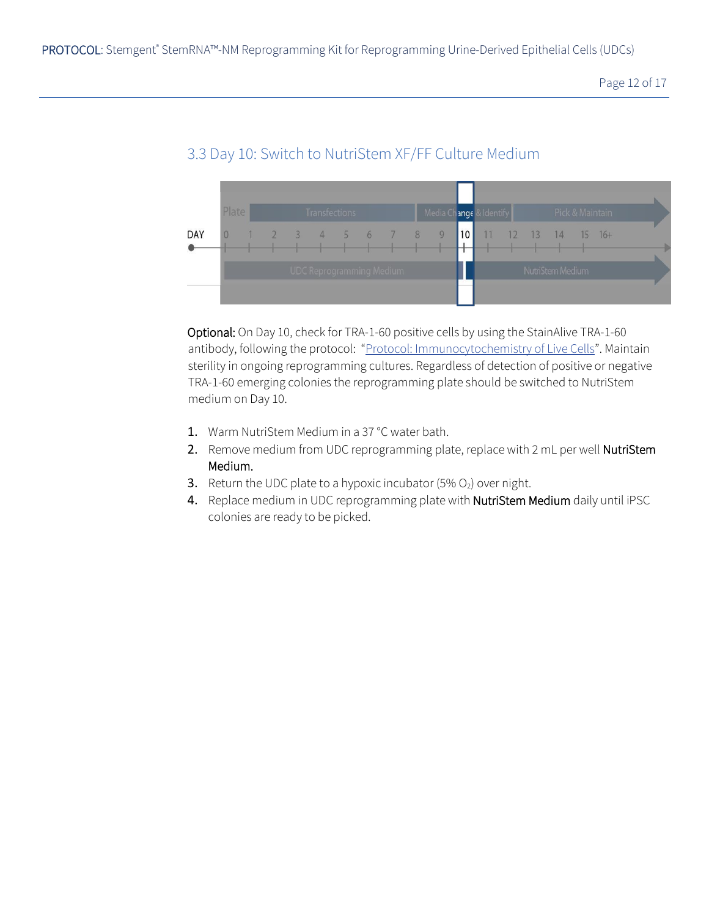## 3.3 Day 10: Switch to NutriStem XF/FF Culture Medium

| | Plate | | | | Transfections | | | | Media Change & Identify | | | | Pick & Maintain | | | |
|---|---|---|---|---|---|---|---|---|---|---|---|---|---|---|---|---|
| DAY | 0 | 1 | 2 | 3 | 4 | 5 | 6 | 7 | 8 | 9 | 10 | 11 | 12 | 13 | 14 | 15 16+ |
| | UDC Reprogramming Medium | | | | | | | | | | | NutriStem Medium | | | | |

**Optional:** On Day 10, check for TRA-1-60 positive cells by using the StainAlive TRA-1-60 antibody, following the protocol: "Protocol: Immunocytochemistry of Live Cells". Maintain sterility in ongoing reprogramming cultures. Regardless of detection of positive or negative TRA-1-60 emerging colonies the reprogramming plate should be switched to NutriStem medium on Day 10.

1. Warm NutriStem Medium in a 37 °C water bath.
2. Remove medium from UDC reprogramming plate, replace with 2 mL per well **NutriStem Medium.**
3. Return the UDC plate to a hypoxic incubator (5% $O_2$) over night.
4. Replace medium in UDC reprogramming plate with **NutriStem Medium** daily until iPSC colonies are ready to be picked.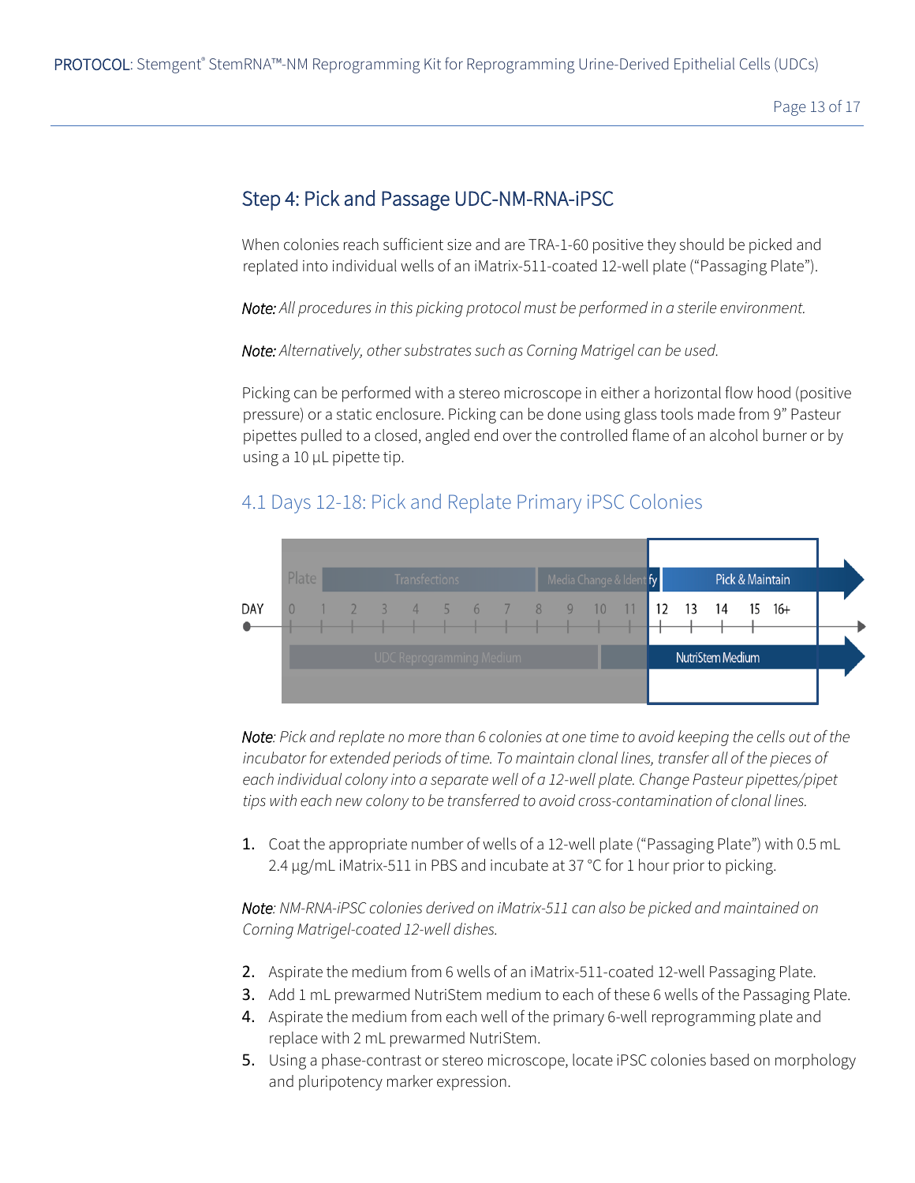## Step 4: Pick and Passage UDC-NM-RNA-iPSC

When colonies reach sufficient size and are TRA-1-60 positive they should be picked and replated into individual wells of an iMatrix-511-coated 12-well plate ("Passaging Plate").

***Note:*** *All procedures in this picking protocol must be performed in a sterile environment.*

***Note:*** *Alternatively, other substrates such as Corning Matrigel can be used.*

Picking can be performed with a stereo microscope in either a horizontal flow hood (positive pressure) or a static enclosure. Picking can be done using glass tools made from 9" Pasteur pipettes pulled to a closed, angled end over the controlled flame of an alcohol burner or by using a 10 µL pipette tip.

### 4.1 Days 12-18: Pick and Replate Primary iPSC Colonies

***Note****: Pick and replate no more than 6 colonies at one time to avoid keeping the cells out of the incubator for extended periods of time. To maintain clonal lines, transfer all of the pieces of each individual colony into a separate well of a 12-well plate. Change Pasteur pipettes/pipet tips with each new colony to be transferred to avoid cross-contamination of clonal lines.*

1. Coat the appropriate number of wells of a 12-well plate ("Passaging Plate") with 0.5 mL 2.4 µg/mL iMatrix-511 in PBS and incubate at 37 °C for 1 hour prior to picking.

***Note****: NM-RNA-iPSC colonies derived on iMatrix-511 can also be picked and maintained on Corning Matrigel-coated 12-well dishes.*

2. Aspirate the medium from 6 wells of an iMatrix-511-coated 12-well Passaging Plate.
3. Add 1 mL prewarmed NutriStem medium to each of these 6 wells of the Passaging Plate.
4. Aspirate the medium from each well of the primary 6-well reprogramming plate and replace with 2 mL prewarmed NutriStem.
5. Using a phase-contrast or stereo microscope, locate iPSC colonies based on morphology and pluripotency marker expression.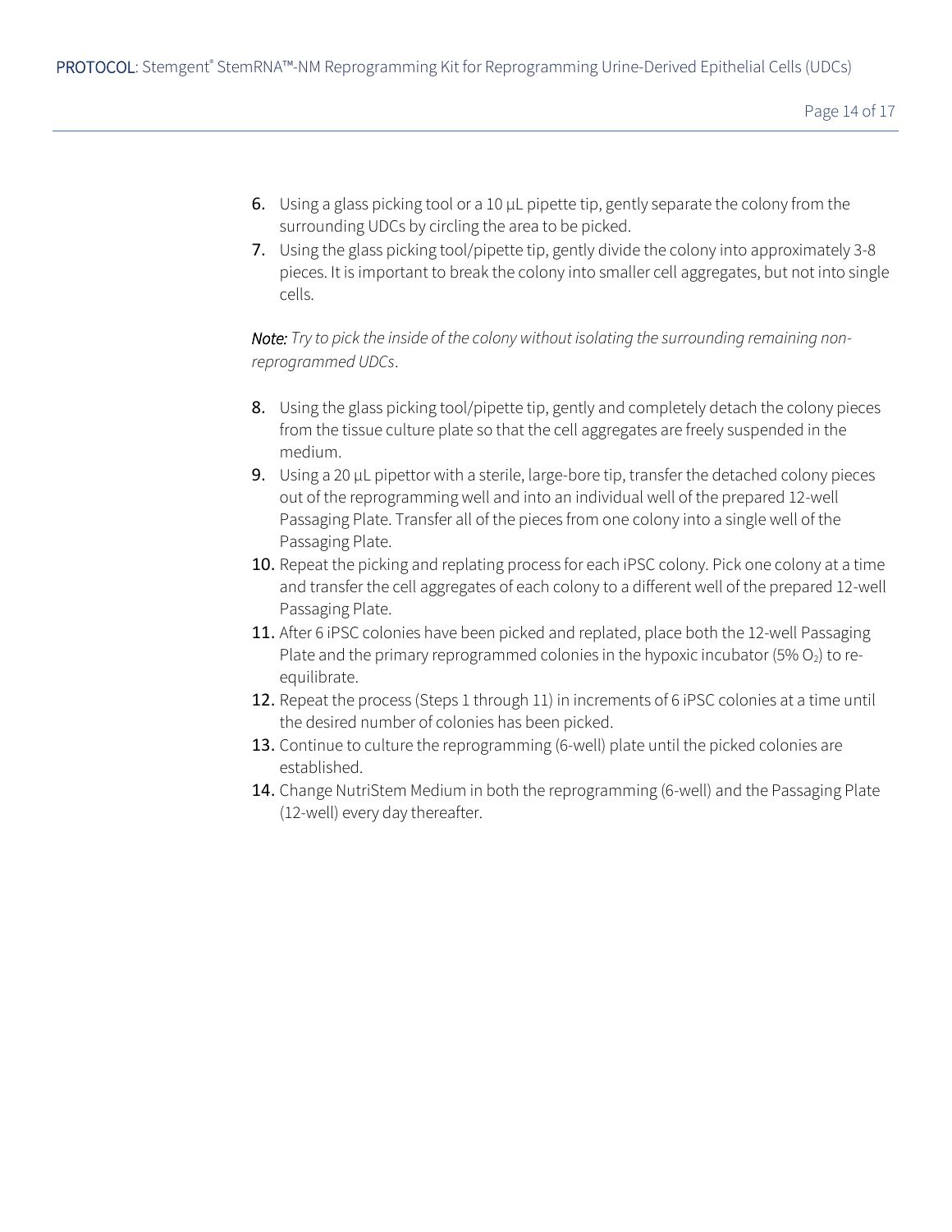6. Using a glass picking tool or a 10 µL pipette tip, gently separate the colony from the surrounding UDCs by circling the area to be picked.
7. Using the glass picking tool/pipette tip, gently divide the colony into approximately 3-8 pieces. It is important to break the colony into smaller cell aggregates, but not into single cells.

***Note:*** *Try to pick the inside of the colony without isolating the surrounding remaining non-reprogrammed UDCs*.

8. Using the glass picking tool/pipette tip, gently and completely detach the colony pieces from the tissue culture plate so that the cell aggregates are freely suspended in the medium.
9. Using a 20 µL pipettor with a sterile, large-bore tip, transfer the detached colony pieces out of the reprogramming well and into an individual well of the prepared 12-well Passaging Plate. Transfer all of the pieces from one colony into a single well of the Passaging Plate.
10. Repeat the picking and replating process for each iPSC colony. Pick one colony at a time and transfer the cell aggregates of each colony to a different well of the prepared 12-well Passaging Plate.
11. After 6 iPSC colonies have been picked and replated, place both the 12-well Passaging Plate and the primary reprogrammed colonies in the hypoxic incubator (5% $O_2$) to re-equilibrate.
12. Repeat the process (Steps 1 through 11) in increments of 6 iPSC colonies at a time until the desired number of colonies has been picked.
13. Continue to culture the reprogramming (6-well) plate until the picked colonies are established.
14. Change NutriStem Medium in both the reprogramming (6-well) and the Passaging Plate (12-well) every day thereafter.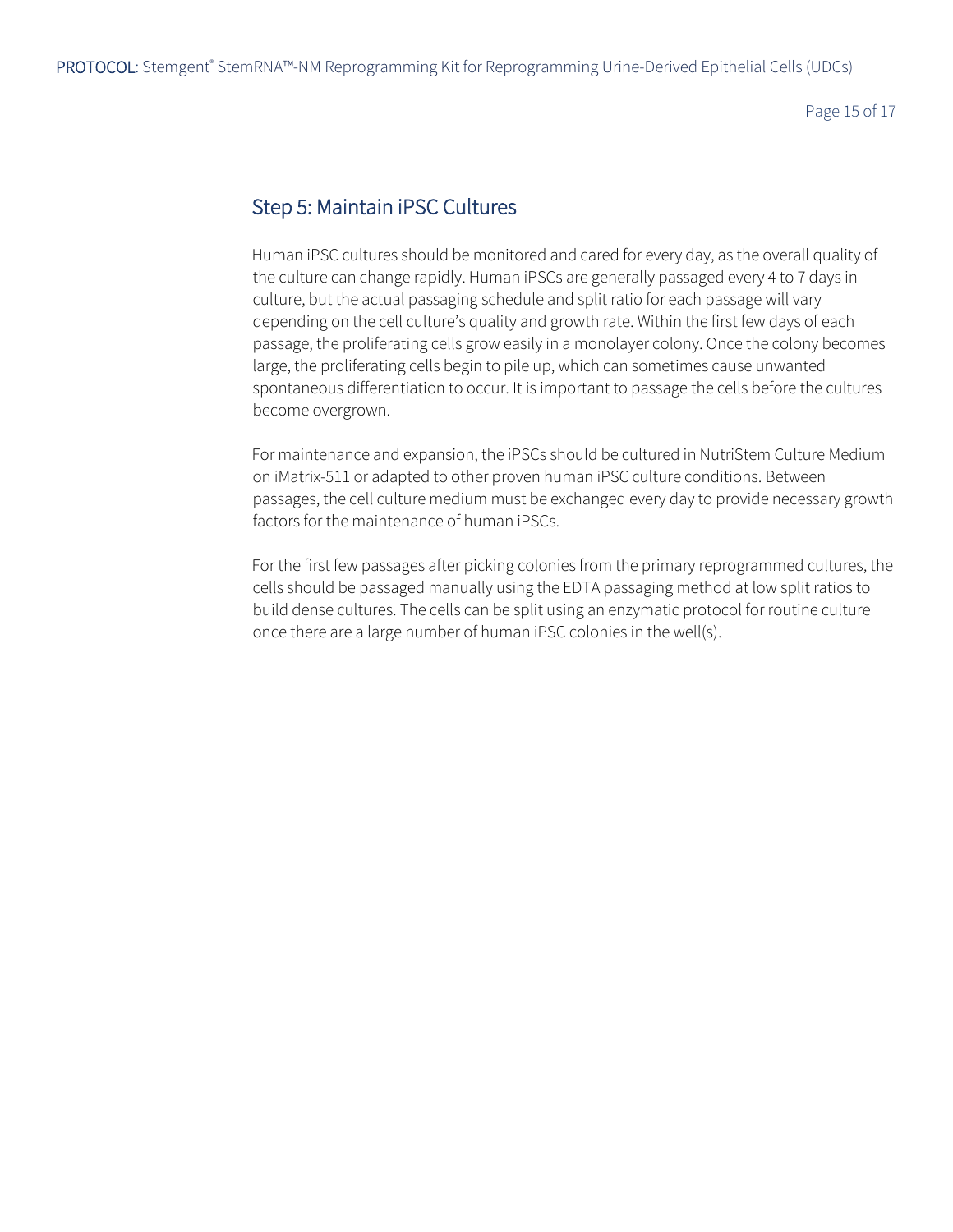## Step 5: Maintain iPSC Cultures

Human iPSC cultures should be monitored and cared for every day, as the overall quality of the culture can change rapidly. Human iPSCs are generally passaged every 4 to 7 days in culture, but the actual passaging schedule and split ratio for each passage will vary depending on the cell culture's quality and growth rate. Within the first few days of each passage, the proliferating cells grow easily in a monolayer colony. Once the colony becomes large, the proliferating cells begin to pile up, which can sometimes cause unwanted spontaneous differentiation to occur. It is important to passage the cells before the cultures become overgrown.

For maintenance and expansion, the iPSCs should be cultured in NutriStem Culture Medium on iMatrix-511 or adapted to other proven human iPSC culture conditions. Between passages, the cell culture medium must be exchanged every day to provide necessary growth factors for the maintenance of human iPSCs.

For the first few passages after picking colonies from the primary reprogrammed cultures, the cells should be passaged manually using the EDTA passaging method at low split ratios to build dense cultures. The cells can be split using an enzymatic protocol for routine culture once there are a large number of human iPSC colonies in the well(s).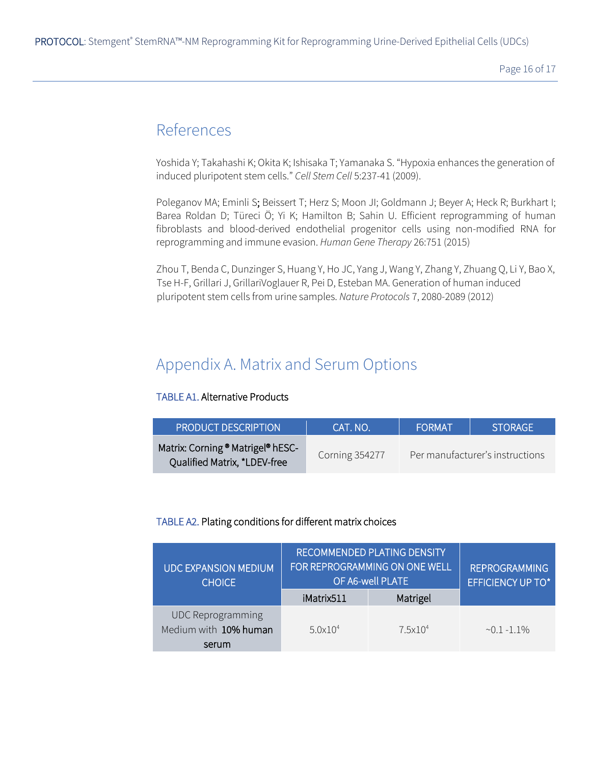# References

Yoshida Y; Takahashi K; Okita K; Ishisaka T; Yamanaka S. "Hypoxia enhances the generation of induced pluripotent stem cells." *Cell Stem Cell* 5:237-41 (2009).

Poleganov MA; Eminli S; Beissert T; Herz S; Moon JI; Goldmann J; Beyer A; Heck R; Burkhart I; Barea Roldan D; Türeci Ö; Yi K; Hamilton B; Sahin U. Efficient reprogramming of human fibroblasts and blood-derived endothelial progenitor cells using non-modified RNA for reprogramming and immune evasion. *Human Gene Therapy* 26:751 (2015)

Zhou T, Benda C, Dunzinger S, Huang Y, Ho JC, Yang J, Wang Y, Zhang Y, Zhuang Q, Li Y, Bao X, Tse H-F, Grillari J, GrillariVoglauer R, Pei D, Esteban MA. Generation of human induced pluripotent stem cells from urine samples. *Nature Protocols* 7, 2080-2089 (2012)

# Appendix A. Matrix and Serum Options

TABLE A1. Alternative Products

| PRODUCT DESCRIPTION | CAT. NO. | FORMAT | STORAGE |
|---|---|---|---|
| Matrix: Corning® Matrigel® hESC-Qualified Matrix, *LDEV-free | Corning 354277 | Per manufacturer's instructions | |

TABLE A2. Plating conditions for different matrix choices

| UDC EXPANSION MEDIUM CHOICE | RECOMMENDED PLATING DENSITY FOR REPROGRAMMING ON ONE WELL OF A6-well PLATE | | REPROGRAMMING EFFICIENCY UP TO* |
|---|---|---|---|
| | iMatrix511 | Matrigel | |
| UDC Reprogramming Medium with **10% human serum** | $5.0 \times 10^4$ | $7.5 \times 10^4$ | ~0.1 -1.1% |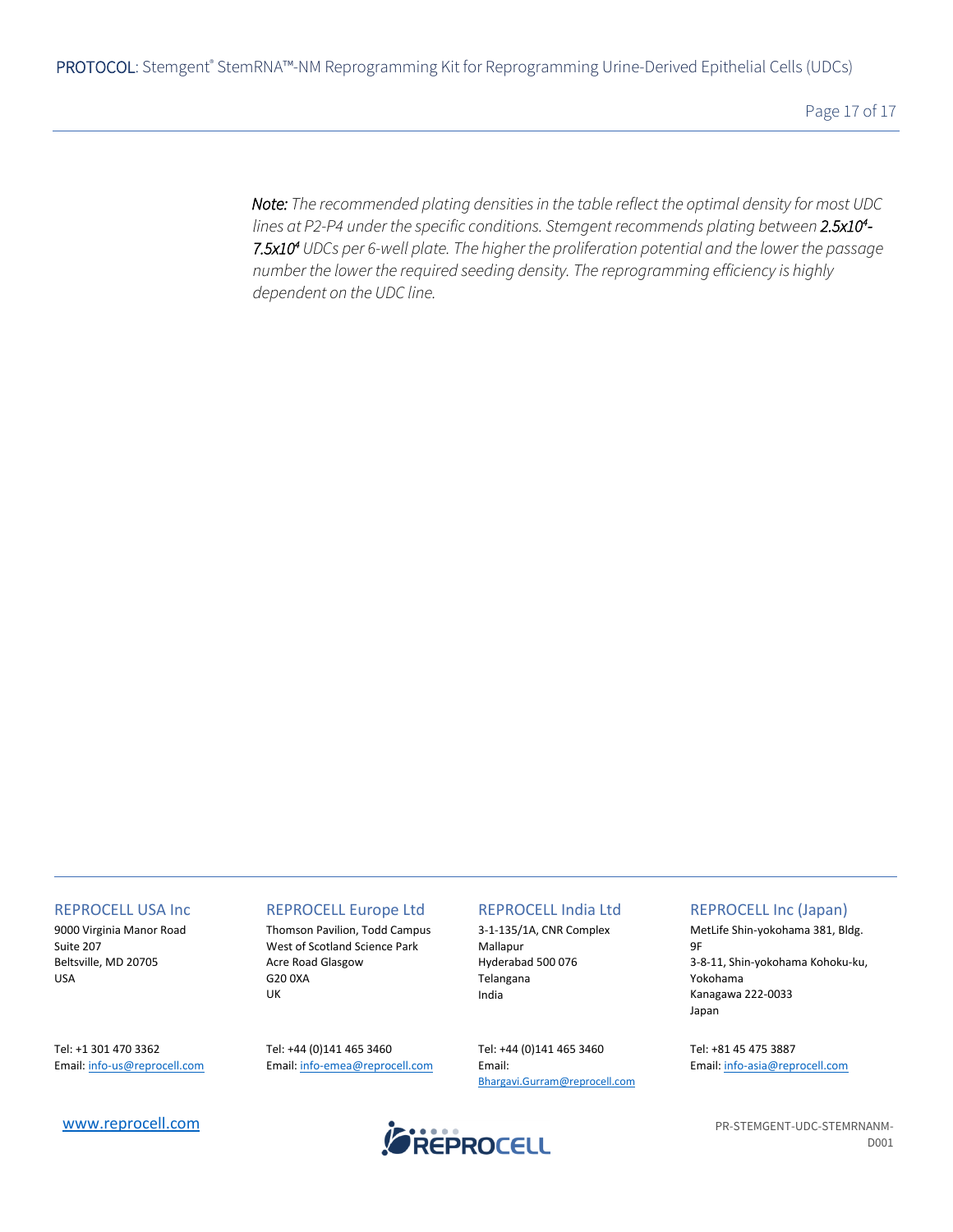*Note: The recommended plating densities in the table reflect the optimal density for most UDC lines at P2-P4 under the specific conditions. Stemgent recommends plating between **$2.5x10^4$-$7.5x10^4$** UDCs per 6-well plate. The higher the proliferation potential and the lower the passage number the lower the required seeding density. The reprogramming efficiency is highly dependent on the UDC line.*

**REPROCELL USA Inc**
9000 Virginia Manor Road
Suite 207
Beltsville, MD 20705
USA

Tel: +1 301 470 3362
Email: info-us@reprocell.com

**REPROCELL Europe Ltd**
Thomson Pavilion, Todd Campus
West of Scotland Science Park
Acre Road Glasgow
G20 0XA
UK

Tel: +44 (0)141 465 3460
Email: info-emea@reprocell.com

**REPROCELL India Ltd**
3-1-135/1A, CNR Complex
Mallapur
Hyderabad 500 076
Telangana
India

Tel: +44 (0)141 465 3460
Email: Bhargavi.Gurram@reprocell.com

**REPROCELL Inc (Japan)**
MetLife Shin-yokohama 381, Bldg. 9F
3-8-11, Shin-yokohama Kohoku-ku,
Yokohama
Kanagawa 222-0033
Japan

Tel: +81 45 475 3887
Email: info-asia@reprocell.com

www.reprocell.com

PR-STEMGENT-UDC-STEMRNANM-D001